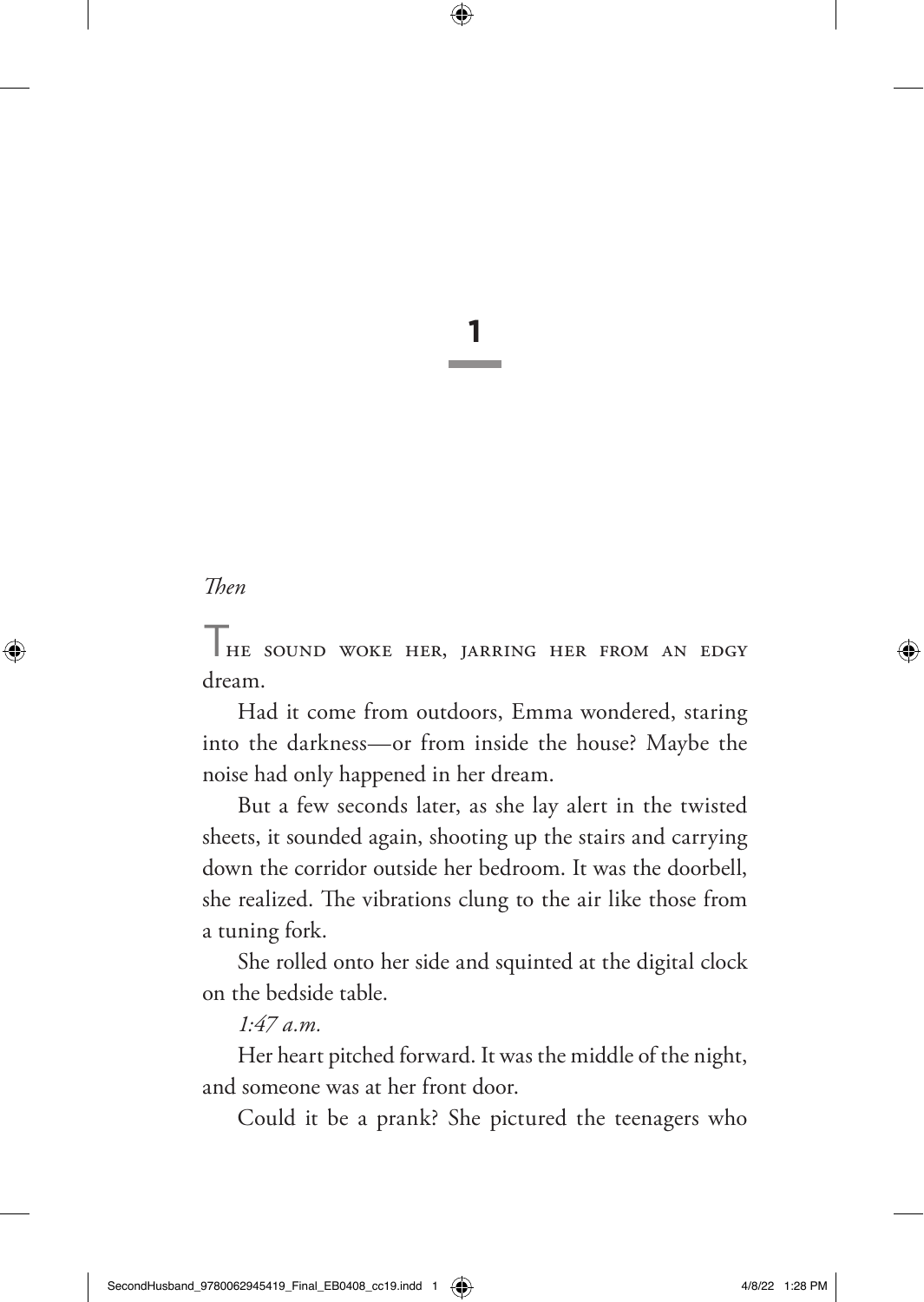# 1

*Then*

The sound woke her, jarring her from an edgy dream.

Had it come from outdoors, Emma wondered, staring into the darkness—or from inside the house? Maybe the noise had only happened in her dream.

But a few seconds later, as she lay alert in the twisted sheets, it sounded again, shooting up the stairs and carrying down the corridor outside her bedroom. It was the doorbell, she realized. The vibrations clung to the air like those from a tuning fork.

She rolled onto her side and squinted at the digital clock on the bedside table.

*1:47 a.m.*

Her heart pitched forward. It was the middle of the night, and someone was at her front door.

Could it be a prank? She pictured the teenagers who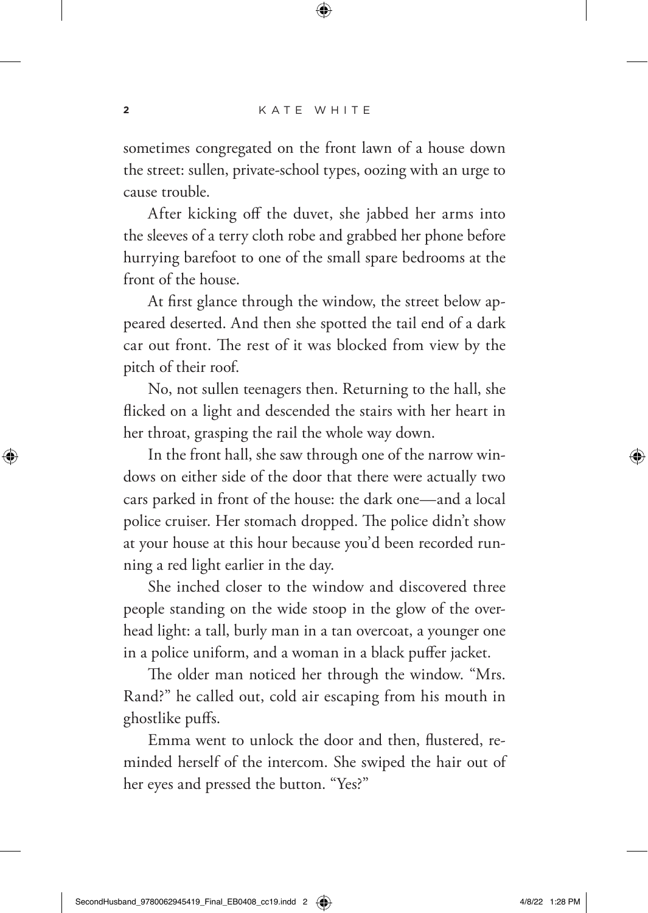sometimes congregated on the front lawn of a house down the street: sullen, private-school types, oozing with an urge to cause trouble.

After kicking off the duvet, she jabbed her arms into the sleeves of a terry cloth robe and grabbed her phone before hurrying barefoot to one of the small spare bedrooms at the front of the house.

At first glance through the window, the street below appeared deserted. And then she spotted the tail end of a dark car out front. The rest of it was blocked from view by the pitch of their roof.

No, not sullen teenagers then. Returning to the hall, she flicked on a light and descended the stairs with her heart in her throat, grasping the rail the whole way down.

In the front hall, she saw through one of the narrow windows on either side of the door that there were actually two cars parked in front of the house: the dark one—and a local police cruiser. Her stomach dropped. The police didn't show at your house at this hour because you'd been recorded running a red light earlier in the day.

She inched closer to the window and discovered three people standing on the wide stoop in the glow of the overhead light: a tall, burly man in a tan overcoat, a younger one in a police uniform, and a woman in a black puffer jacket.

The older man noticed her through the window. "Mrs. Rand?" he called out, cold air escaping from his mouth in ghostlike puffs.

Emma went to unlock the door and then, flustered, reminded herself of the intercom. She swiped the hair out of her eyes and pressed the button. "Yes?"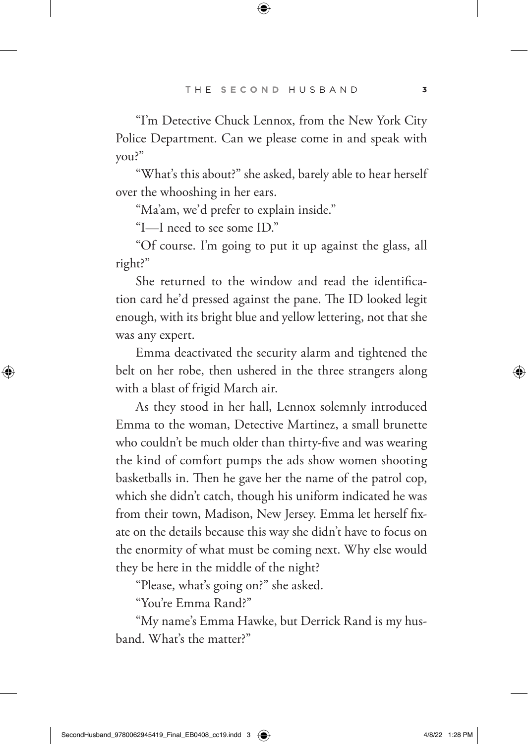"I'm Detective Chuck Lennox, from the New York City Police Department. Can we please come in and speak with you?"

"What's this about?" she asked, barely able to hear herself over the whooshing in her ears.

"Ma'am, we'd prefer to explain inside."

"I—I need to see some ID."

"Of course. I'm going to put it up against the glass, all right?"

She returned to the window and read the identification card he'd pressed against the pane. The ID looked legit enough, with its bright blue and yellow lettering, not that she was any expert.

Emma deactivated the security alarm and tightened the belt on her robe, then ushered in the three strangers along with a blast of frigid March air.

As they stood in her hall, Lennox solemnly introduced Emma to the woman, Detective Martinez, a small brunette who couldn't be much older than thirty-five and was wearing the kind of comfort pumps the ads show women shooting basketballs in. Then he gave her the name of the patrol cop, which she didn't catch, though his uniform indicated he was from their town, Madison, New Jersey. Emma let herself fixate on the details because this way she didn't have to focus on the enormity of what must be coming next. Why else would they be here in the middle of the night?

"Please, what's going on?" she asked.

"You're Emma Rand?"

"My name's Emma Hawke, but Derrick Rand is my husband. What's the matter?"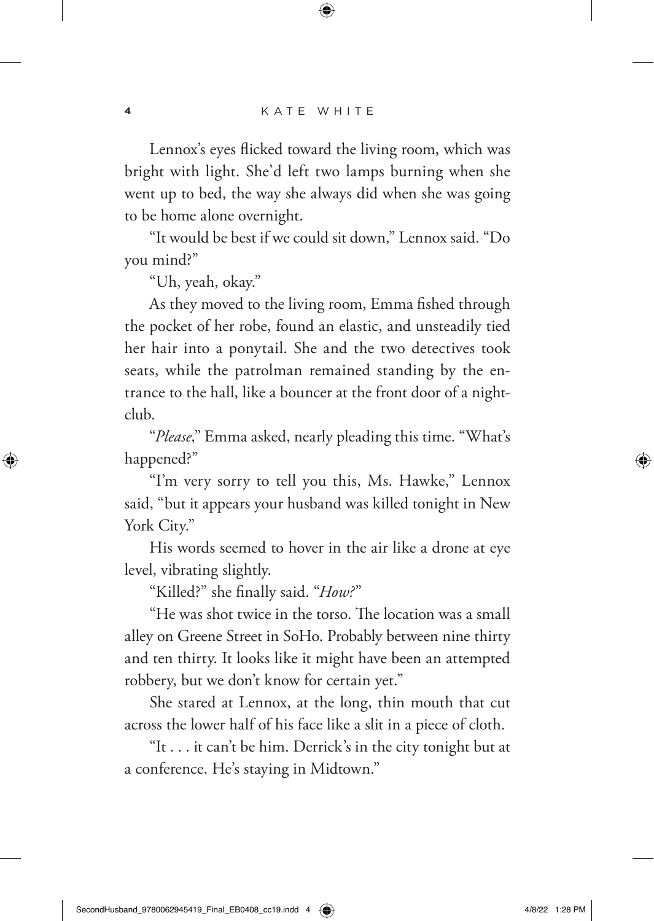Lennox's eyes flicked toward the living room, which was bright with light. She'd left two lamps burning when she went up to bed, the way she always did when she was going to be home alone overnight.

"It would be best if we could sit down," Lennox said. "Do you mind?"

"Uh, yeah, okay."

As they moved to the living room, Emma fished through the pocket of her robe, found an elastic, and unsteadily tied her hair into a ponytail. She and the two detectives took seats, while the patrolman remained standing by the entrance to the hall, like a bouncer at the front door of a nightclub.

"*Please*," Emma asked, nearly pleading this time. "What's happened?"

"I'm very sorry to tell you this, Ms. Hawke," Lennox said, "but it appears your husband was killed tonight in New York City."

His words seemed to hover in the air like a drone at eye level, vibrating slightly.

"Killed?" she finally said. "*How?*"

"He was shot twice in the torso. The location was a small alley on Greene Street in SoHo. Probably between nine thirty and ten thirty. It looks like it might have been an attempted robbery, but we don't know for certain yet."

She stared at Lennox, at the long, thin mouth that cut across the lower half of his face like a slit in a piece of cloth.

"It . . . it can't be him. Derrick's in the city tonight but at a conference. He's staying in Midtown."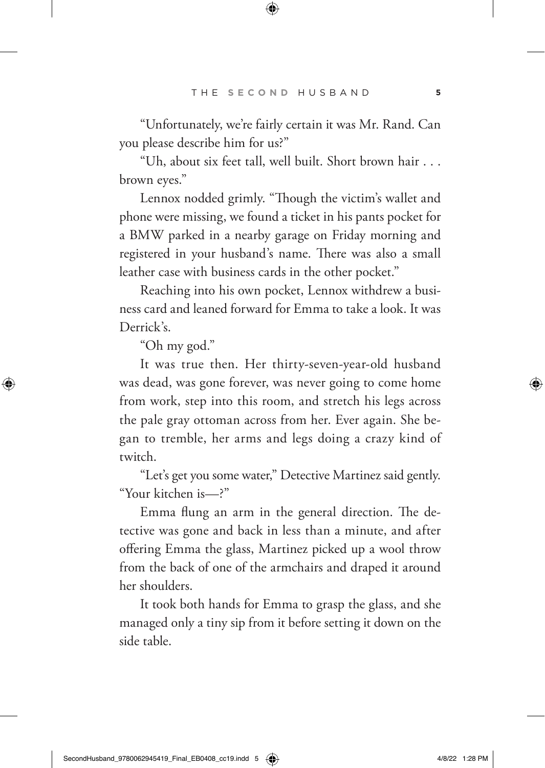"Unfortunately, we're fairly certain it was Mr. Rand. Can you please describe him for us?"

"Uh, about six feet tall, well built. Short brown hair . . . brown eyes."

Lennox nodded grimly. "Though the victim's wallet and phone were missing, we found a ticket in his pants pocket for a BMW parked in a nearby garage on Friday morning and registered in your husband's name. There was also a small leather case with business cards in the other pocket."

Reaching into his own pocket, Lennox withdrew a business card and leaned forward for Emma to take a look. It was Derrick's.

"Oh my god."

It was true then. Her thirty-seven-year-old husband was dead, was gone forever, was never going to come home from work, step into this room, and stretch his legs across the pale gray ottoman across from her. Ever again. She began to tremble, her arms and legs doing a crazy kind of twitch.

"Let's get you some water," Detective Martinez said gently. "Your kitchen is—?"

Emma flung an arm in the general direction. The detective was gone and back in less than a minute, and after offering Emma the glass, Martinez picked up a wool throw from the back of one of the armchairs and draped it around her shoulders.

It took both hands for Emma to grasp the glass, and she managed only a tiny sip from it before setting it down on the side table.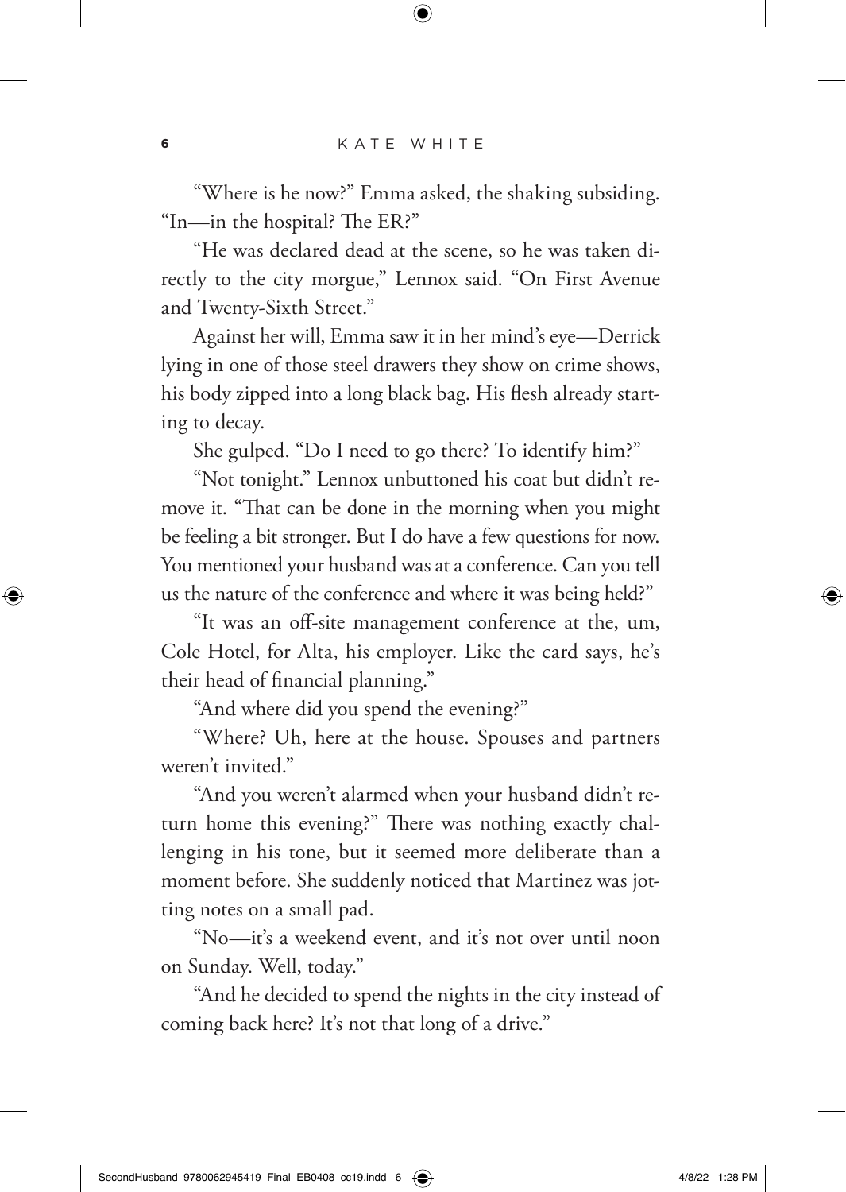"Where is he now?" Emma asked, the shaking subsiding. "In—in the hospital? The ER?"

"He was declared dead at the scene, so he was taken directly to the city morgue," Lennox said. "On First Avenue and Twenty-Sixth Street."

Against her will, Emma saw it in her mind's eye—Derrick lying in one of those steel drawers they show on crime shows, his body zipped into a long black bag. His flesh already starting to decay.

She gulped. "Do I need to go there? To identify him?"

"Not tonight." Lennox unbuttoned his coat but didn't remove it. "That can be done in the morning when you might be feeling a bit stronger. But I do have a few questions for now. You mentioned your husband was at a conference. Can you tell us the nature of the conference and where it was being held?"

"It was an off-site management conference at the, um, Cole Hotel, for Alta, his employer. Like the card says, he's their head of financial planning."

"And where did you spend the evening?"

"Where? Uh, here at the house. Spouses and partners weren't invited."

"And you weren't alarmed when your husband didn't return home this evening?" There was nothing exactly challenging in his tone, but it seemed more deliberate than a moment before. She suddenly noticed that Martinez was jotting notes on a small pad.

"No—it's a weekend event, and it's not over until noon on Sunday. Well, today."

"And he decided to spend the nights in the city instead of coming back here? It's not that long of a drive."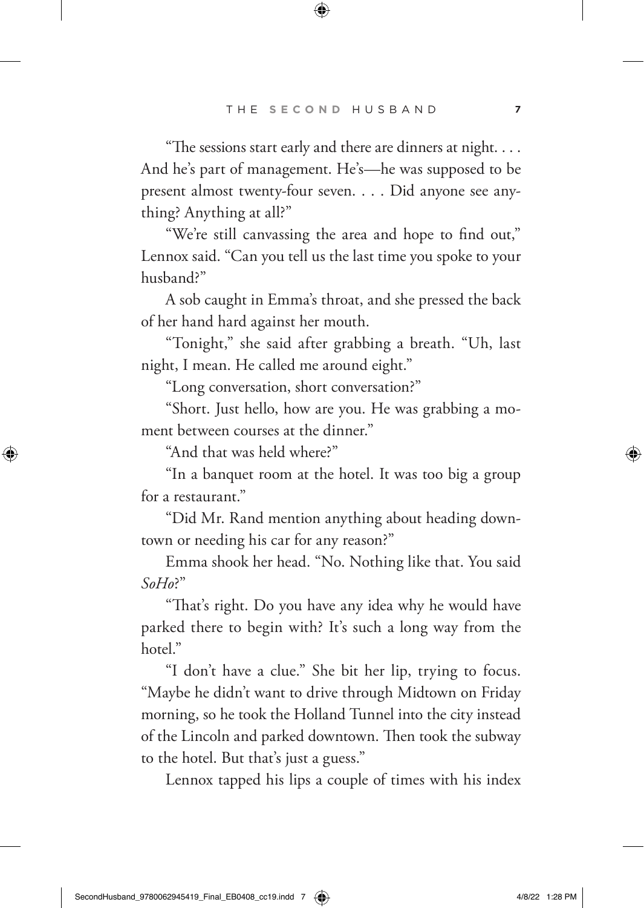"The sessions start early and there are dinners at night. . . . And he's part of management. He's—he was supposed to be present almost twenty-four seven. . . . Did anyone see anything? Anything at all?"

"We're still canvassing the area and hope to find out," Lennox said. "Can you tell us the last time you spoke to your husband?"

A sob caught in Emma's throat, and she pressed the back of her hand hard against her mouth.

"Tonight," she said after grabbing a breath. "Uh, last night, I mean. He called me around eight."

"Long conversation, short conversation?"

"Short. Just hello, how are you. He was grabbing a moment between courses at the dinner."

"And that was held where?"

"In a banquet room at the hotel. It was too big a group for a restaurant."

"Did Mr. Rand mention anything about heading downtown or needing his car for any reason?"

Emma shook her head. "No. Nothing like that. You said *SoHo*?"

"That's right. Do you have any idea why he would have parked there to begin with? It's such a long way from the hotel."

"I don't have a clue." She bit her lip, trying to focus. "Maybe he didn't want to drive through Midtown on Friday morning, so he took the Holland Tunnel into the city instead of the Lincoln and parked downtown. Then took the subway to the hotel. But that's just a guess."

Lennox tapped his lips a couple of times with his index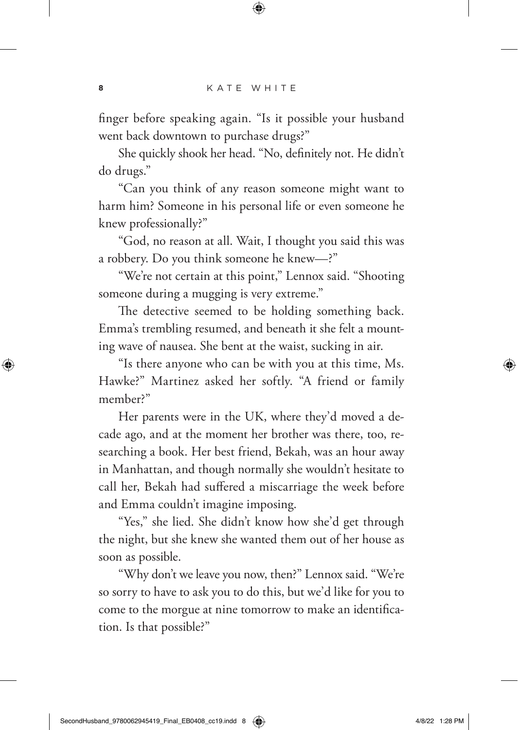finger before speaking again. "Is it possible your husband went back downtown to purchase drugs?"

She quickly shook her head. "No, definitely not. He didn't do drugs."

"Can you think of any reason someone might want to harm him? Someone in his personal life or even someone he knew professionally?"

"God, no reason at all. Wait, I thought you said this was a robbery. Do you think someone he knew—?"

"We're not certain at this point," Lennox said. "Shooting someone during a mugging is very extreme."

The detective seemed to be holding something back. Emma's trembling resumed, and beneath it she felt a mounting wave of nausea. She bent at the waist, sucking in air.

"Is there anyone who can be with you at this time, Ms. Hawke?" Martinez asked her softly. "A friend or family member?"

Her parents were in the UK, where they'd moved a decade ago, and at the moment her brother was there, too, researching a book. Her best friend, Bekah, was an hour away in Manhattan, and though normally she wouldn't hesitate to call her, Bekah had suffered a miscarriage the week before and Emma couldn't imagine imposing.

"Yes," she lied. She didn't know how she'd get through the night, but she knew she wanted them out of her house as soon as possible.

"Why don't we leave you now, then?" Lennox said. "We're so sorry to have to ask you to do this, but we'd like for you to come to the morgue at nine tomorrow to make an identification. Is that possible?"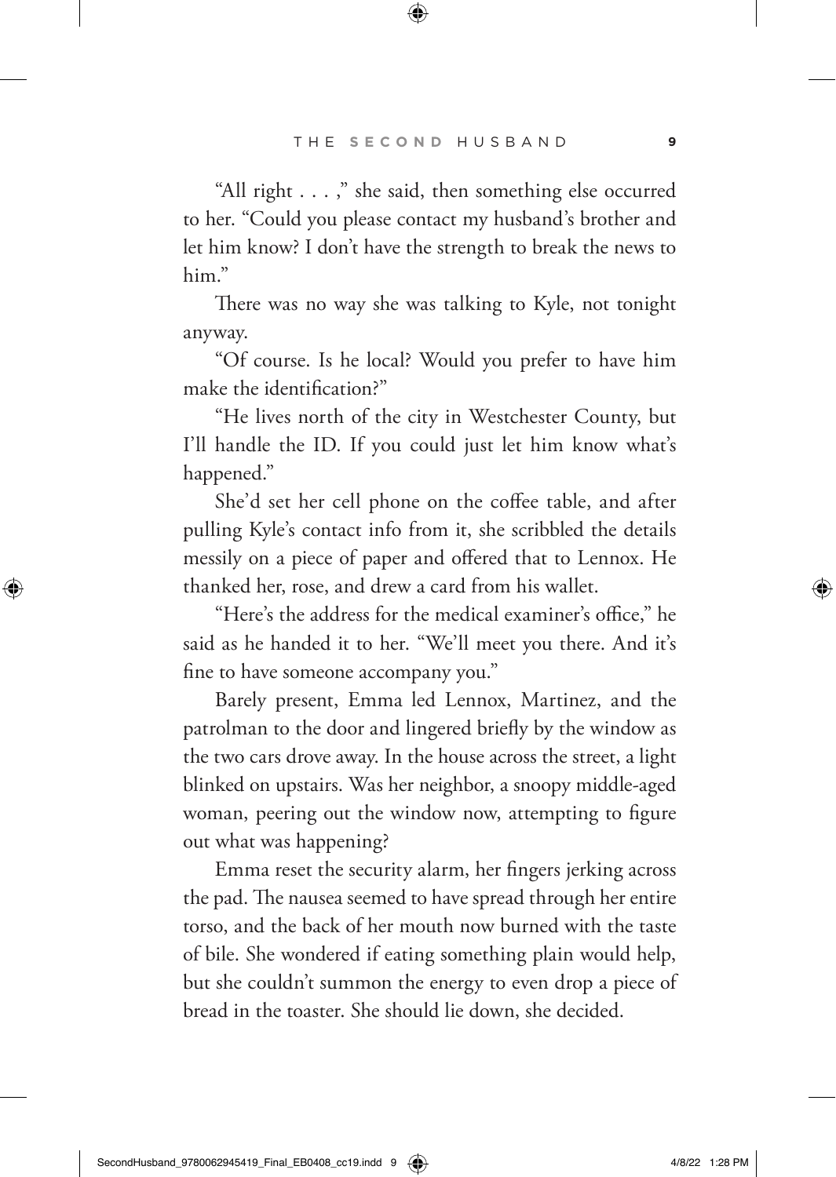"All right . . . ," she said, then something else occurred to her. "Could you please contact my husband's brother and let him know? I don't have the strength to break the news to him."

There was no way she was talking to Kyle, not tonight anyway.

"Of course. Is he local? Would you prefer to have him make the identification?"

"He lives north of the city in Westchester County, but I'll handle the ID. If you could just let him know what's happened."

She'd set her cell phone on the coffee table, and after pulling Kyle's contact info from it, she scribbled the details messily on a piece of paper and offered that to Lennox. He thanked her, rose, and drew a card from his wallet.

"Here's the address for the medical examiner's office," he said as he handed it to her. "We'll meet you there. And it's fine to have someone accompany you."

Barely present, Emma led Lennox, Martinez, and the patrolman to the door and lingered briefly by the window as the two cars drove away. In the house across the street, a light blinked on upstairs. Was her neighbor, a snoopy middle-aged woman, peering out the window now, attempting to figure out what was happening?

Emma reset the security alarm, her fingers jerking across the pad. The nausea seemed to have spread through her entire torso, and the back of her mouth now burned with the taste of bile. She wondered if eating something plain would help, but she couldn't summon the energy to even drop a piece of bread in the toaster. She should lie down, she decided.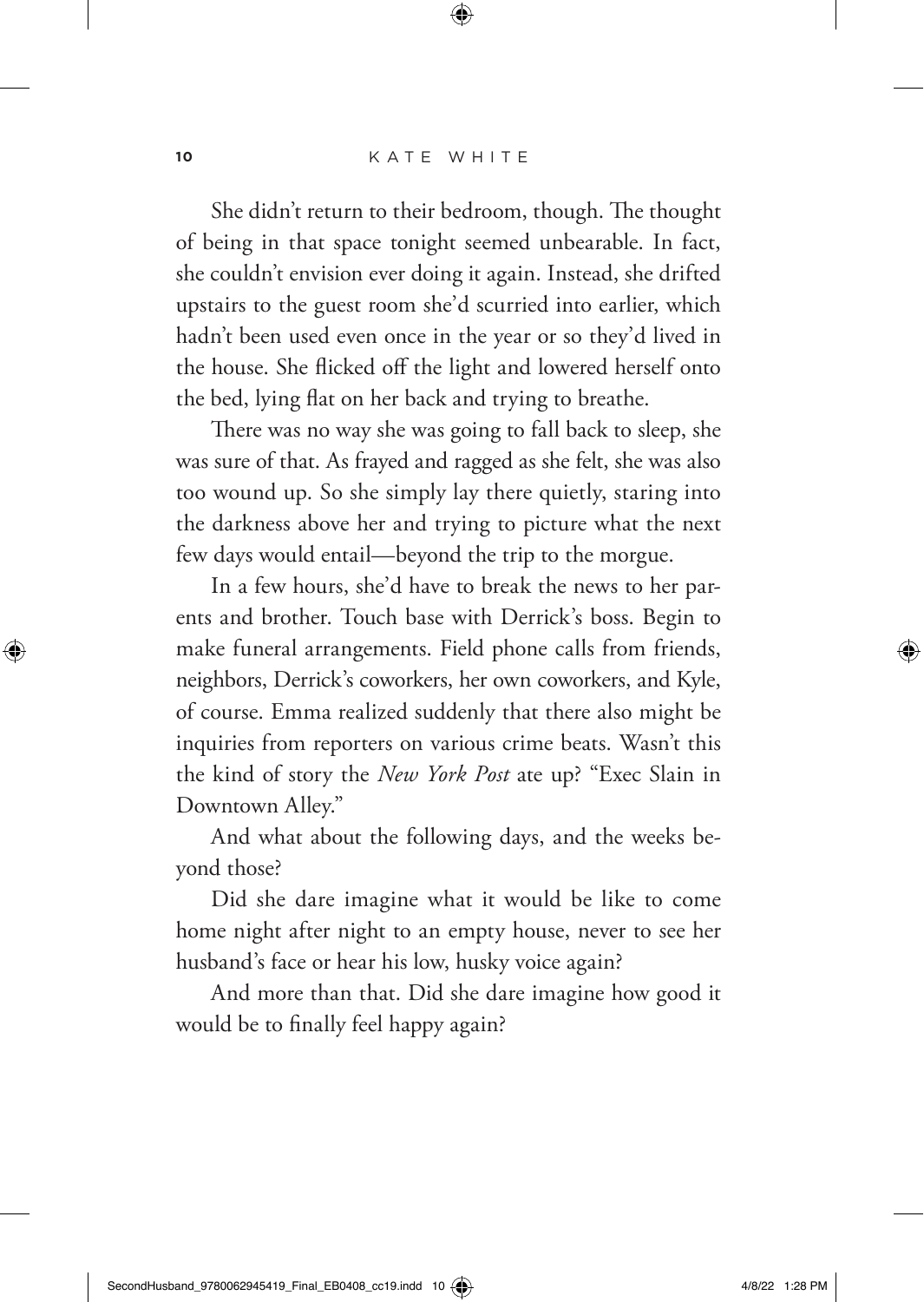She didn't return to their bedroom, though. The thought of being in that space tonight seemed unbearable. In fact, she couldn't envision ever doing it again. Instead, she drifted upstairs to the guest room she'd scurried into earlier, which hadn't been used even once in the year or so they'd lived in the house. She flicked off the light and lowered herself onto the bed, lying flat on her back and trying to breathe.

There was no way she was going to fall back to sleep, she was sure of that. As frayed and ragged as she felt, she was also too wound up. So she simply lay there quietly, staring into the darkness above her and trying to picture what the next few days would entail—beyond the trip to the morgue.

In a few hours, she'd have to break the news to her parents and brother. Touch base with Derrick's boss. Begin to make funeral arrangements. Field phone calls from friends, neighbors, Derrick's coworkers, her own coworkers, and Kyle, of course. Emma realized suddenly that there also might be inquiries from reporters on various crime beats. Wasn't this the kind of story the *New York Post* ate up? "Exec Slain in Downtown Alley."

And what about the following days, and the weeks beyond those?

Did she dare imagine what it would be like to come home night after night to an empty house, never to see her husband's face or hear his low, husky voice again?

And more than that. Did she dare imagine how good it would be to finally feel happy again?